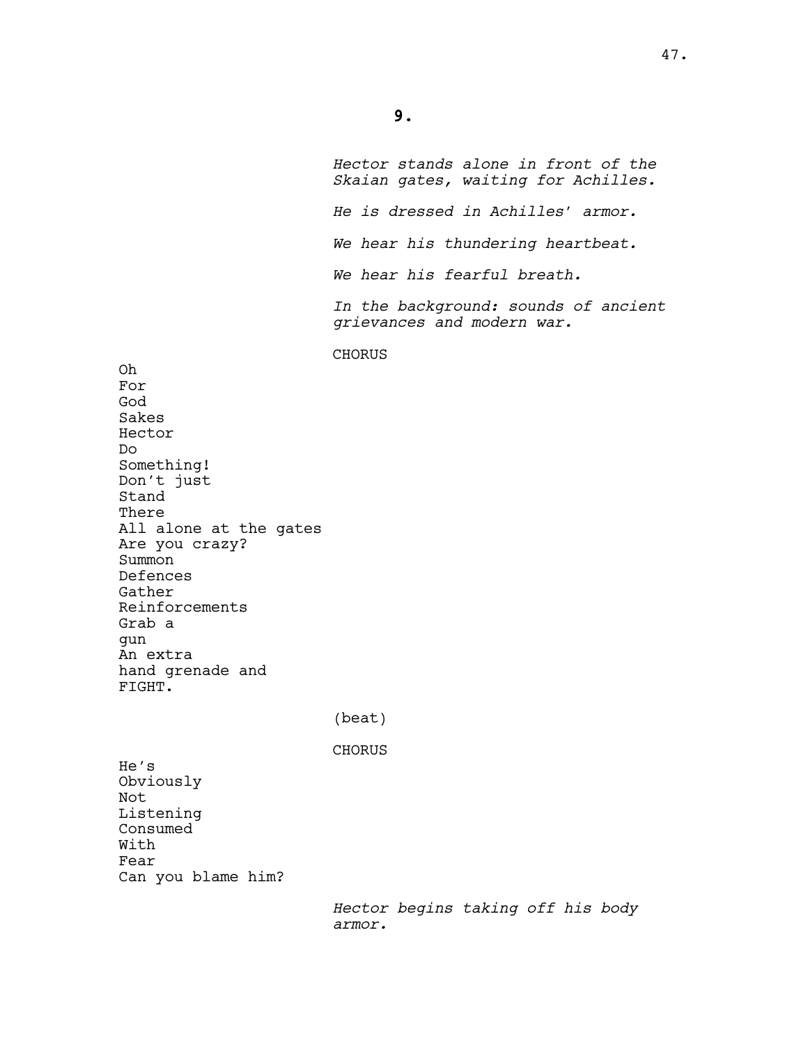## 9.

*Hector stands alone in front of the Skaian gates, waiting for Achilles.*

*He is dressed in Achilles' armor.*

*We hear his thundering heartbeat.*

*We hear his fearful breath.*

*In the background: sounds of ancient grievances and modern war.*

CHORUS

Oh
For
God
Sakes
Hector
Do
Something!
Don't just
Stand
There
All alone at the gates
Are you crazy?
Summon
Defences
Gather
Reinforcements
Grab a
gun
An extra
hand grenade and
FIGHT.

(beat)

CHORUS

He's
Obviously
Not
Listening
Consumed
With
Fear
Can you blame him?

*Hector begins taking off his body armor.*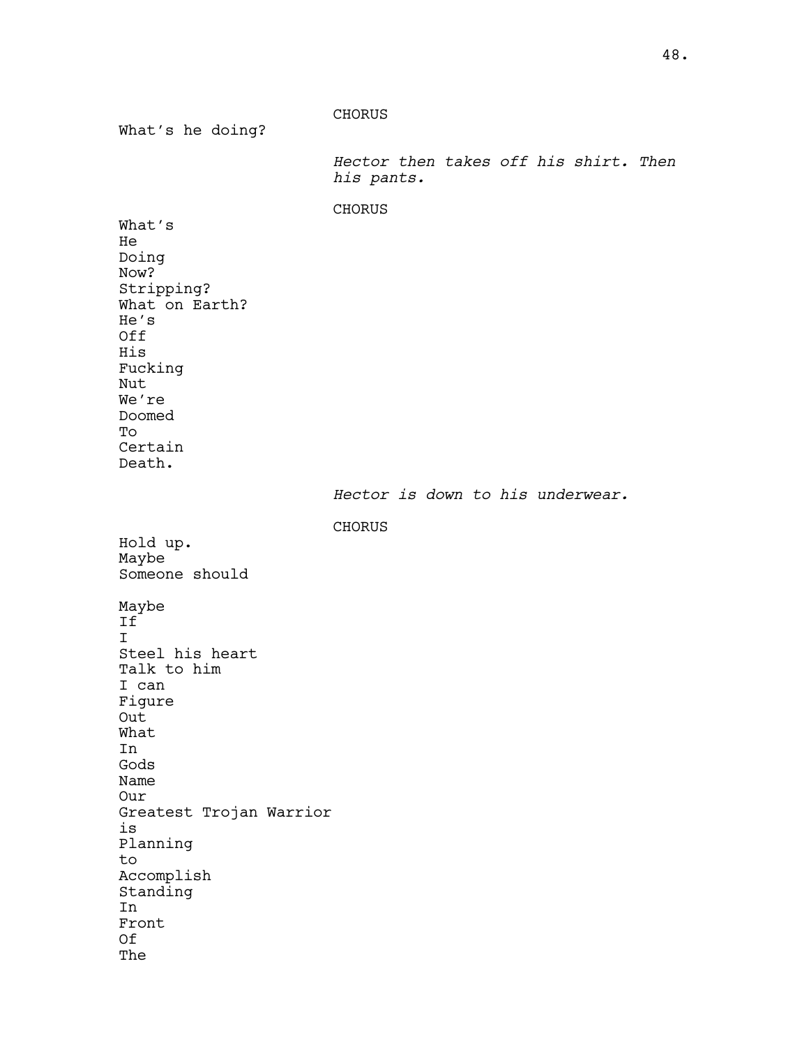CHORUS

What's he doing?

*Hector then takes off his shirt. Then his pants.*

CHORUS

What's  
He  
Doing  
Now?  
Stripping?  
What on Earth?  
He's  
Off  
His  
Fucking  
Nut  
We're  
Doomed  
To  
Certain  
Death.

*Hector is down to his underwear.*

CHORUS

Hold up.  
Maybe  
Someone should

Maybe  
If  
I  
Steel his heart  
Talk to him  
I can  
Figure  
Out  
What  
In  
Gods  
Name  
Our  
Greatest Trojan Warrior  
is  
Planning  
to  
Accomplish  
Standing  
In  
Front  
Of  
The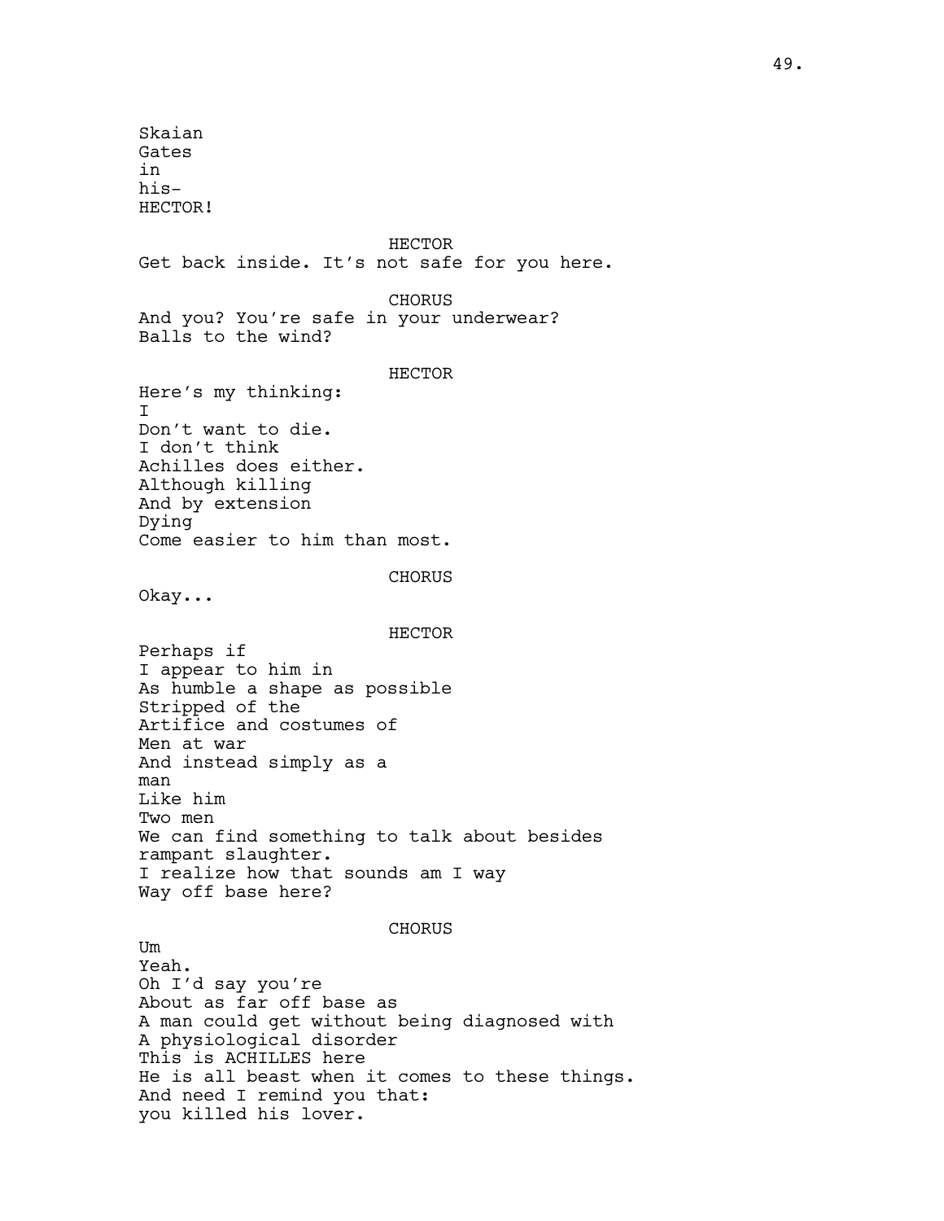Skaian
Gates
in
his-
HECTOR!

HECTOR

Get back inside. It's not safe for you here.

CHORUS

And you? You're safe in your underwear?
Balls to the wind?

HECTOR

Here's my thinking:
I
Don't want to die.
I don't think
Achilles does either.
Although killing
And by extension
Dying
Come easier to him than most.

CHORUS

Okay...

HECTOR

Perhaps if
I appear to him in
As humble a shape as possible
Stripped of the
Artifice and costumes of
Men at war
And instead simply as a
man
Like him
Two men
We can find something to talk about besides
rampant slaughter.
I realize how that sounds am I way
Way off base here?

CHORUS

Um
Yeah.
Oh I'd say you're
About as far off base as
A man could get without being diagnosed with
A physiological disorder
This is ACHILLES here
He is all beast when it comes to these things.
And need I remind you that:
you killed his lover.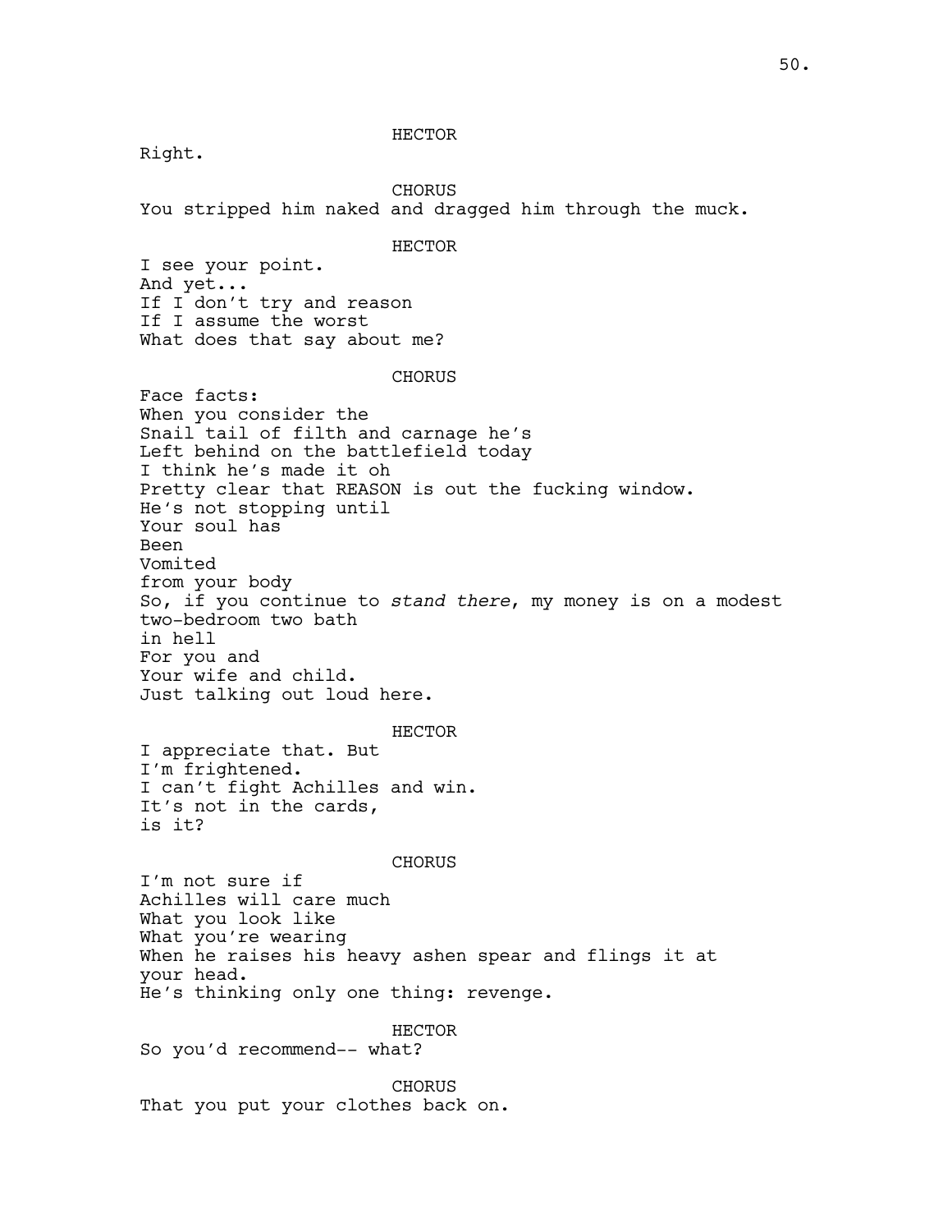HECTOR

Right.

CHORUS

You stripped him naked and dragged him through the muck.

HECTOR

I see your point.
And yet...
If I don't try and reason
If I assume the worst
What does that say about me?

CHORUS

Face facts:
When you consider the
Snail tail of filth and carnage he's
Left behind on the battlefield today
I think he's made it oh
Pretty clear that REASON is out the fucking window.
He's not stopping until
Your soul has
Been
Vomited
from your body
So, if you continue to *stand there*, my money is on a modest two-bedroom two bath
in hell
For you and
Your wife and child.
Just talking out loud here.

HECTOR

I appreciate that. But
I'm frightened.
I can't fight Achilles and win.
It's not in the cards,
is it?

CHORUS

I'm not sure if
Achilles will care much
What you look like
What you're wearing
When he raises his heavy ashen spear and flings it at your head.
He's thinking only one thing: revenge.

HECTOR

So you'd recommend-- what?

CHORUS

That you put your clothes back on.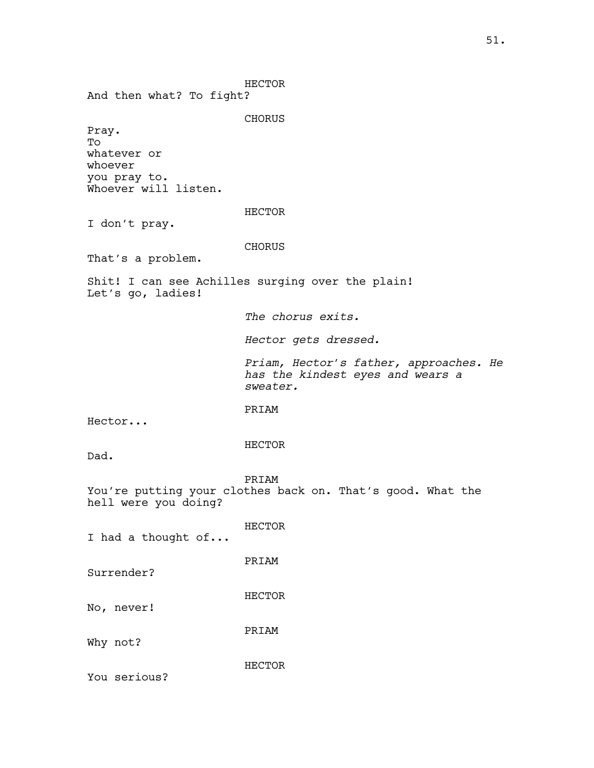HECTOR

And then what? To fight?

CHORUS

Pray.
To
whatever or
whoever
you pray to.
Whoever will listen.

HECTOR

I don't pray.

CHORUS

That's a problem.

Shit! I can see Achilles surging over the plain!
Let's go, ladies!

*The chorus exits.*

*Hector gets dressed.*

*Priam, Hector's father, approaches. He has the kindest eyes and wears a sweater.*

PRIAM

Hector...

HECTOR

Dad.

PRIAM

You're putting your clothes back on. That's good. What the hell were you doing?

HECTOR

I had a thought of...

PRIAM

Surrender?

HECTOR

No, never!

PRIAM

Why not?

HECTOR

You serious?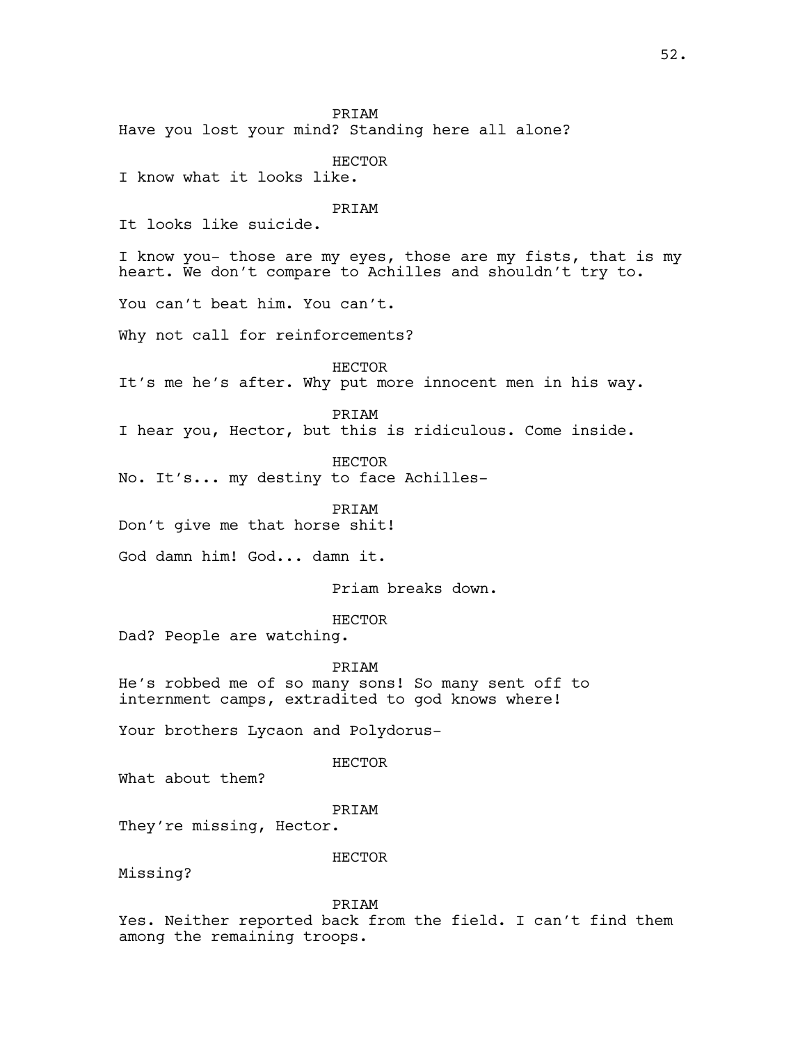PRIAM

Have you lost your mind? Standing here all alone?

HECTOR

I know what it looks like.

PRIAM

It looks like suicide.

I know you- those are my eyes, those are my fists, that is my heart. We don't compare to Achilles and shouldn't try to.

You can't beat him. You can't.

Why not call for reinforcements?

HECTOR

It's me he's after. Why put more innocent men in his way.

PRIAM

I hear you, Hector, but this is ridiculous. Come inside.

HECTOR

No. It's... my destiny to face Achilles-

PRIAM

Don't give me that horse shit!

God damn him! God... damn it.

Priam breaks down.

HECTOR

Dad? People are watching.

PRIAM

He's robbed me of so many sons! So many sent off to internment camps, extradited to god knows where!

Your brothers Lycaon and Polydorus-

HECTOR

What about them?

PRIAM

They're missing, Hector.

HECTOR

Missing?

PRIAM

Yes. Neither reported back from the field. I can't find them among the remaining troops.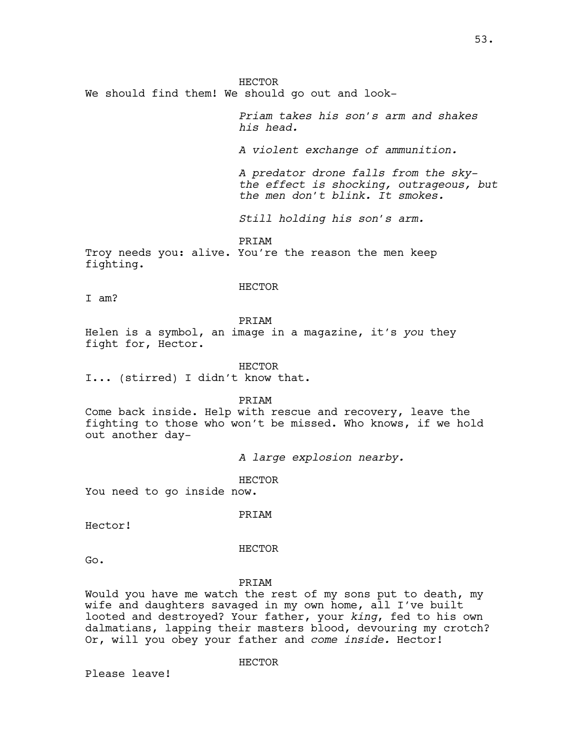HECTOR

We should find them! We should go out and look-

*Priam takes his son's arm and shakes his head.*

*A violent exchange of ammunition.*

*A predator drone falls from the sky- the effect is shocking, outrageous, but the men don't blink. It smokes.*

*Still holding his son's arm.*

PRIAM

Troy needs you: alive. You're the reason the men keep fighting.

HECTOR

I am?

PRIAM

Helen is a symbol, an image in a magazine, it's *you* they fight for, Hector.

HECTOR

I... (stirred) I didn't know that.

PRIAM

Come back inside. Help with rescue and recovery, leave the fighting to those who won't be missed. Who knows, if we hold out another day-

*A large explosion nearby.*

HECTOR

You need to go inside now.

PRIAM

Hector!

HECTOR

Go.

PRIAM

Would you have me watch the rest of my sons put to death, my wife and daughters savaged in my own home, all I've built looted and destroyed? Your father, your *king*, fed to his own dalmatians, lapping their masters blood, devouring my crotch? Or, will you obey your father and *come inside.* Hector!

HECTOR

Please leave!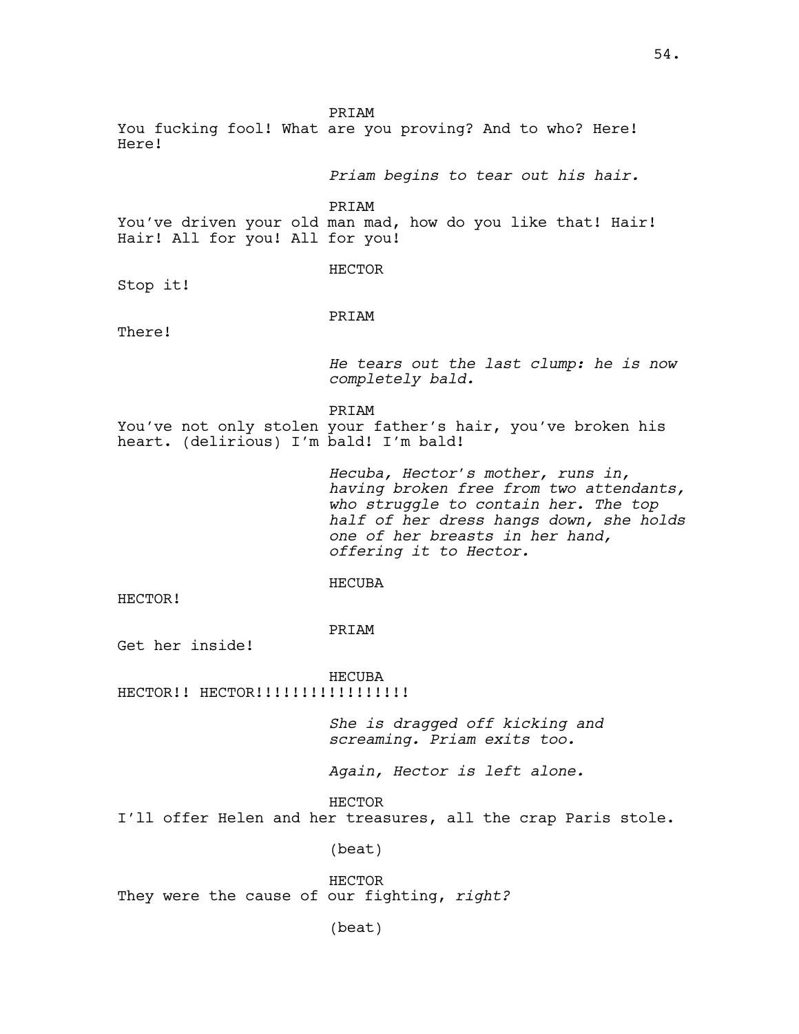PRIAM

You fucking fool! What are you proving? And to who? Here! Here!

*Priam begins to tear out his hair.*

PRIAM

You've driven your old man mad, how do you like that! Hair! Hair! All for you! All for you!

HECTOR

Stop it!

PRIAM

There!

*He tears out the last clump: he is now completely bald.*

PRIAM

You've not only stolen your father's hair, you've broken his heart. (delirious) I'm bald! I'm bald!

*Hecuba, Hector's mother, runs in, having broken free from two attendants, who struggle to contain her. The top half of her dress hangs down, she holds one of her breasts in her hand, offering it to Hector.*

HECUBA

HECTOR!

PRIAM

Get her inside!

HECUBA

HECTOR!! HECTOR!!!!!!!!!!!!!!!!!

*She is dragged off kicking and screaming. Priam exits too.*

*Again, Hector is left alone.*

HECTOR

I'll offer Helen and her treasures, all the crap Paris stole.

(beat)

HECTOR

They were the cause of our fighting, *right?*

(beat)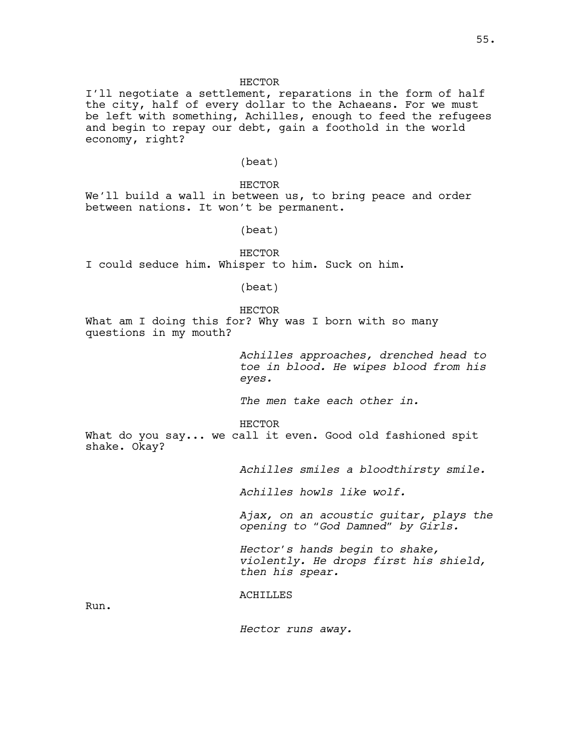HECTOR

I'll negotiate a settlement, reparations in the form of half the city, half of every dollar to the Achaeans. For we must be left with something, Achilles, enough to feed the refugees and begin to repay our debt, gain a foothold in the world economy, right?

(beat)

HECTOR

We'll build a wall in between us, to bring peace and order between nations. It won't be permanent.

(beat)

HECTOR

I could seduce him. Whisper to him. Suck on him.

(beat)

HECTOR

What am I doing this for? Why was I born with so many questions in my mouth?

*Achilles approaches, drenched head to toe in blood. He wipes blood from his eyes.*

*The men take each other in.*

HECTOR

What do you say... we call it even. Good old fashioned spit shake. Okay?

*Achilles smiles a bloodthirsty smile.*

*Achilles howls like wolf.*

*Ajax, on an acoustic guitar, plays the opening to "God Damned" by Girls.*

*Hector's hands begin to shake, violently. He drops first his shield, then his spear.*

ACHILLES

Run.

*Hector runs away.*